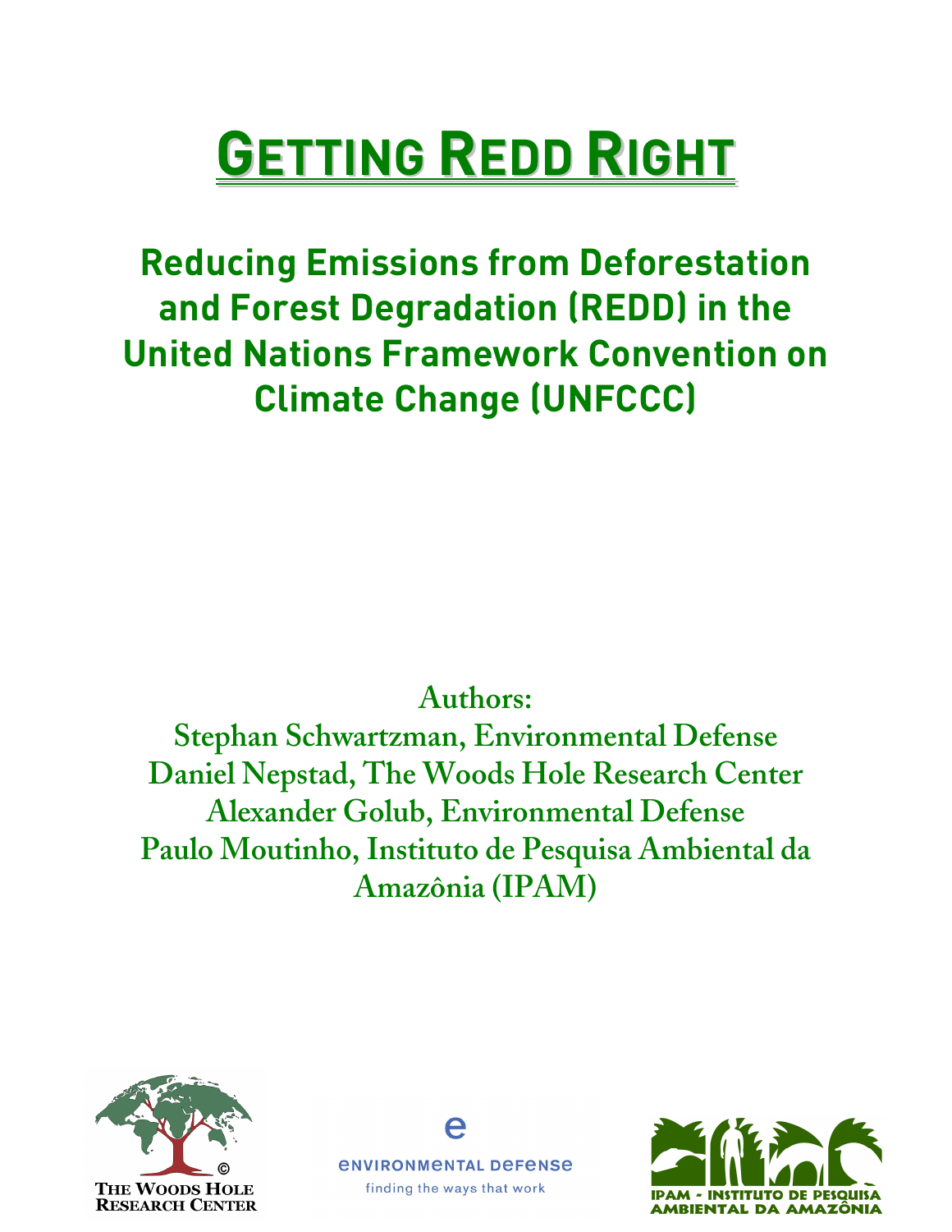# GETTING REDD RIGHT

## Reducing Emissions from Deforestation and Forest Degradation (REDD) in the United Nations Framework Convention on Climate Change (UNFCCC)

**Authors:**
**Stephan Schwartzman, Environmental Defense**
**Daniel Nepstad, The Woods Hole Research Center**
**Alexander Golub, Environmental Defense**
**Paulo Moutinho, Instituto de Pesquisa Ambiental da Amazônia (IPAM)**

THE WOODS HOLE RESEARCH CENTER

ENVIRONMENTAL DEFENSE
finding the ways that work

IPAM - INSTITUTO DE PESQUISA AMBIENTAL DA AMAZÔNIA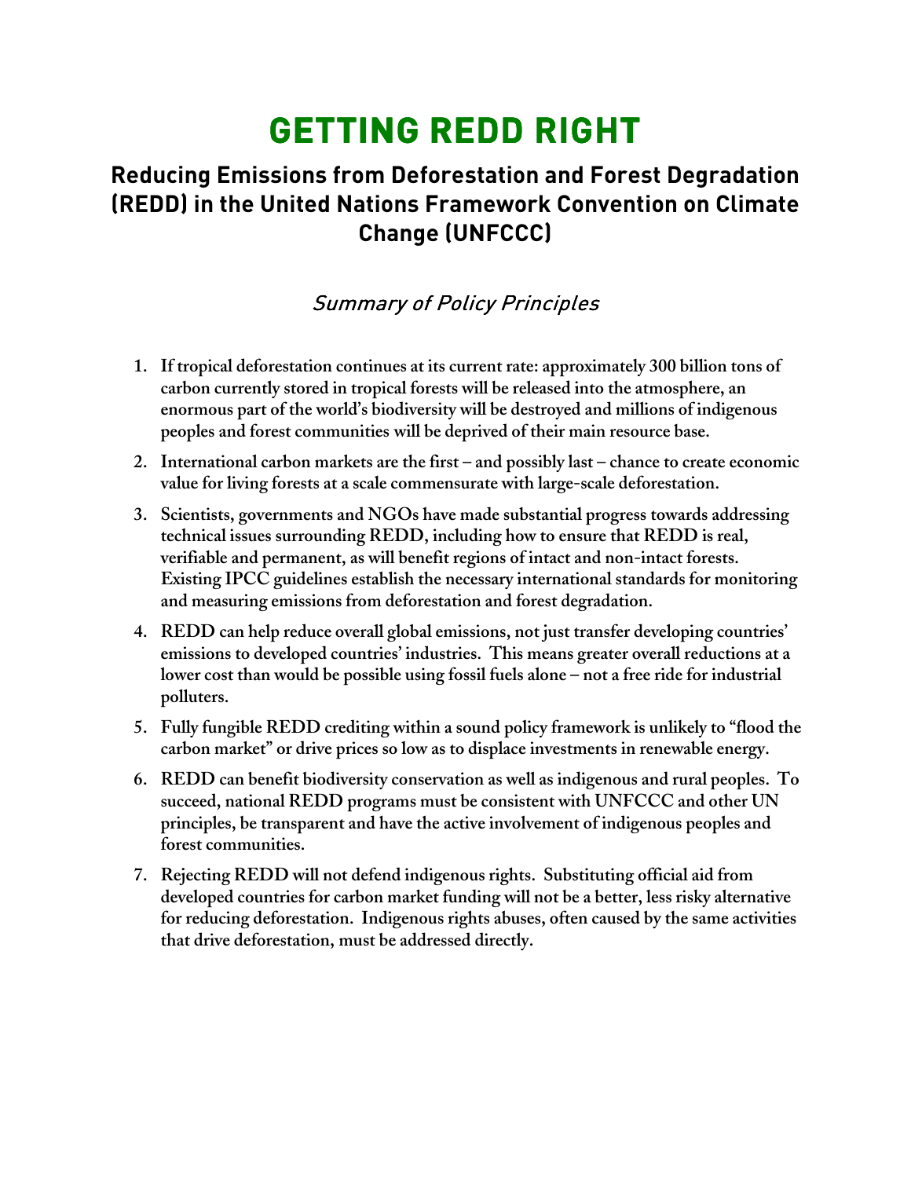# GETTING REDD RIGHT

## Reducing Emissions from Deforestation and Forest Degradation (REDD) in the United Nations Framework Convention on Climate Change (UNFCCC)

### *Summary of Policy Principles*

1. **If tropical deforestation continues at its current rate: approximately 300 billion tons of carbon currently stored in tropical forests will be released into the atmosphere, an enormous part of the world's biodiversity will be destroyed and millions of indigenous peoples and forest communities will be deprived of their main resource base.**

2. **International carbon markets are the first – and possibly last – chance to create economic value for living forests at a scale commensurate with large-scale deforestation.**

3. **Scientists, governments and NGOs have made substantial progress towards addressing technical issues surrounding REDD, including how to ensure that REDD is real, verifiable and permanent, as will benefit regions of intact and non-intact forests. Existing IPCC guidelines establish the necessary international standards for monitoring and measuring emissions from deforestation and forest degradation.**

4. **REDD can help reduce overall global emissions, not just transfer developing countries' emissions to developed countries' industries. This means greater overall reductions at a lower cost than would be possible using fossil fuels alone – not a free ride for industrial polluters.**

5. **Fully fungible REDD crediting within a sound policy framework is unlikely to "flood the carbon market" or drive prices so low as to displace investments in renewable energy.**

6. **REDD can benefit biodiversity conservation as well as indigenous and rural peoples. To succeed, national REDD programs must be consistent with UNFCCC and other UN principles, be transparent and have the active involvement of indigenous peoples and forest communities.**

7. **Rejecting REDD will not defend indigenous rights. Substituting official aid from developed countries for carbon market funding will not be a better, less risky alternative for reducing deforestation. Indigenous rights abuses, often caused by the same activities that drive deforestation, must be addressed directly.**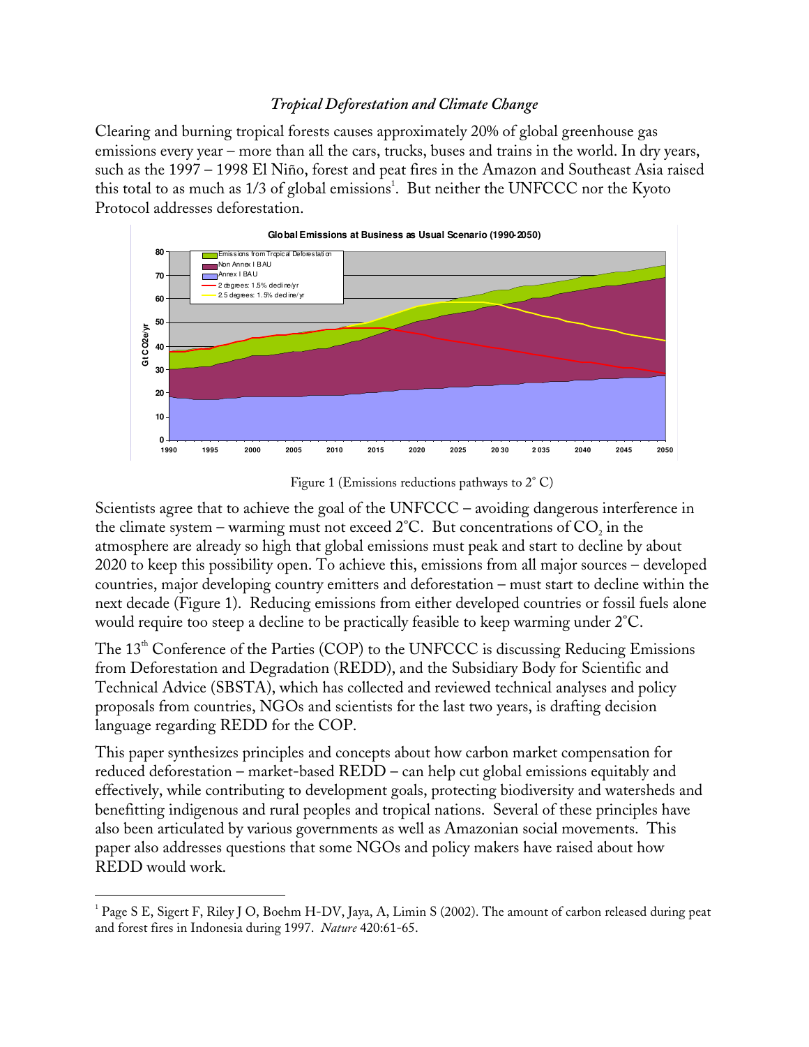## *Tropical Deforestation and Climate Change*

Clearing and burning tropical forests causes approximately 20% of global greenhouse gas emissions every year – more than all the cars, trucks, buses and trains in the world. In dry years, such as the 1997 – 1998 El Niño, forest and peat fires in the Amazon and Southeast Asia raised this total to as much as 1/3 of global emissions[1]. But neither the UNFCCC nor the Kyoto Protocol addresses deforestation.

Figure 1 (Emissions reductions pathways to 2° C)

Scientists agree that to achieve the goal of the UNFCCC – avoiding dangerous interference in the climate system – warming must not exceed 2°C. But concentrations of $CO_2$ in the atmosphere are already so high that global emissions must peak and start to decline by about 2020 to keep this possibility open. To achieve this, emissions from all major sources – developed countries, major developing country emitters and deforestation – must start to decline within the next decade (Figure 1). Reducing emissions from either developed countries or fossil fuels alone would require too steep a decline to be practically feasible to keep warming under 2°C.

The 13[th] Conference of the Parties (COP) to the UNFCCC is discussing Reducing Emissions from Deforestation and Degradation (REDD), and the Subsidiary Body for Scientific and Technical Advice (SBSTA), which has collected and reviewed technical analyses and policy proposals from countries, NGOs and scientists for the last two years, is drafting decision language regarding REDD for the COP.

This paper synthesizes principles and concepts about how carbon market compensation for reduced deforestation – market-based REDD – can help cut global emissions equitably and effectively, while contributing to development goals, protecting biodiversity and watersheds and benefitting indigenous and rural peoples and tropical nations. Several of these principles have also been articulated by various governments as well as Amazonian social movements. This paper also addresses questions that some NGOs and policy makers have raised about how REDD would work.

---

[1] Page S E, Sigert F, Riley J O, Boehm H-DV, Jaya, A, Limin S (2002). The amount of carbon released during peat and forest fires in Indonesia during 1997. *Nature* 420:61-65.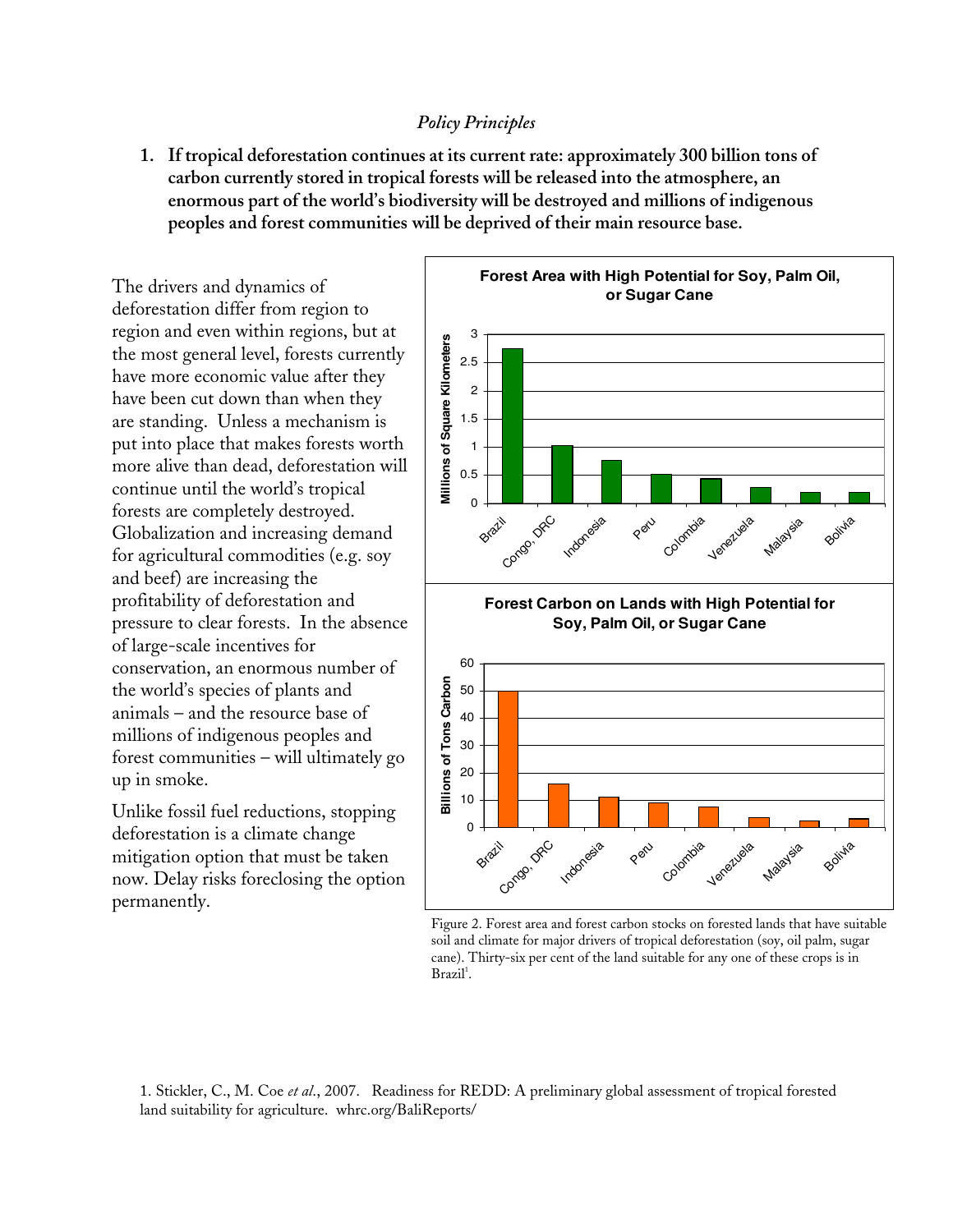*Policy Principles*

1. **If tropical deforestation continues at its current rate: approximately 300 billion tons of carbon currently stored in tropical forests will be released into the atmosphere, an enormous part of the world's biodiversity will be destroyed and millions of indigenous peoples and forest communities will be deprived of their main resource base.**

The drivers and dynamics of deforestation differ from region to region and even within regions, but at the most general level, forests currently have more economic value after they have been cut down than when they are standing. Unless a mechanism is put into place that makes forests worth more alive than dead, deforestation will continue until the world's tropical forests are completely destroyed. Globalization and increasing demand for agricultural commodities (e.g. soy and beef) are increasing the profitability of deforestation and pressure to clear forests. In the absence of large-scale incentives for conservation, an enormous number of the world's species of plants and animals – and the resource base of millions of indigenous peoples and forest communities – will ultimately go up in smoke.

Unlike fossil fuel reductions, stopping deforestation is a climate change mitigation option that must be taken now. Delay risks foreclosing the option permanently.

**Forest Area with High Potential for Soy, Palm Oil, or Sugar Cane**

**Forest Carbon on Lands with High Potential for Soy, Palm Oil, or Sugar Cane**

Figure 2. Forest area and forest carbon stocks on forested lands that have suitable soil and climate for major drivers of tropical deforestation (soy, oil palm, sugar cane). Thirty-six per cent of the land suitable for any one of these crops is in Brazil[1].

1. Stickler, C., M. Coe *et al.*, 2007. Readiness for REDD: A preliminary global assessment of tropical forested land suitability for agriculture. whrc.org/BaliReports/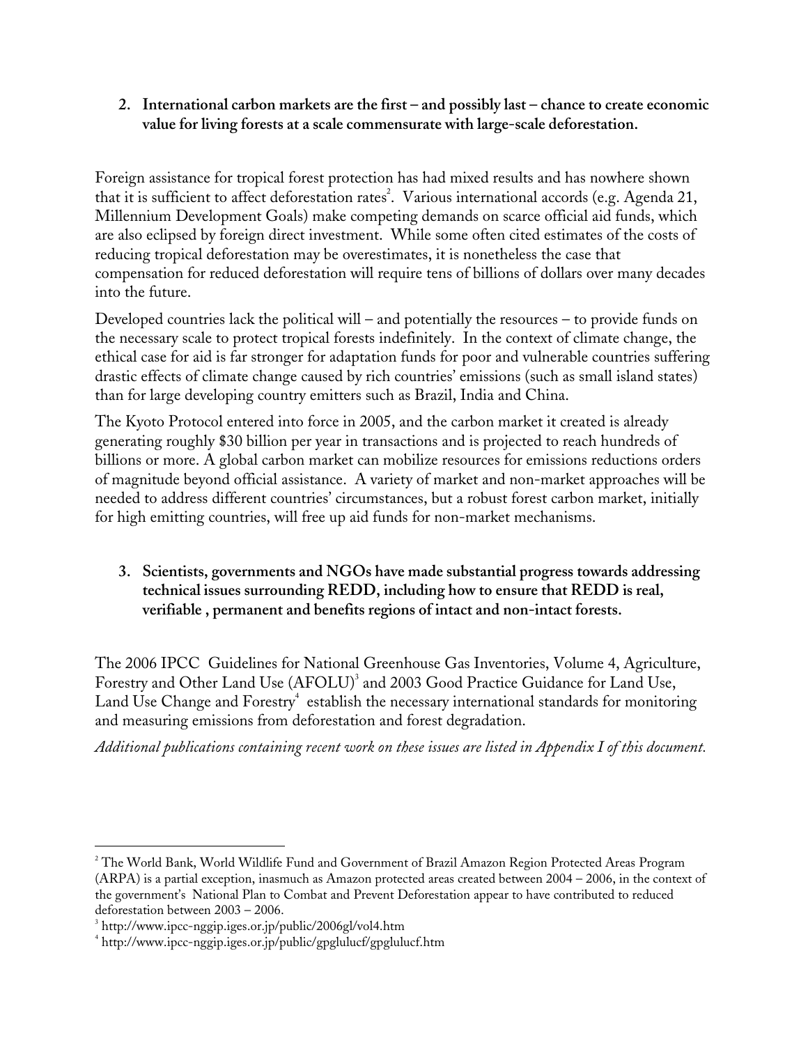2. **International carbon markets are the first – and possibly last – chance to create economic value for living forests at a scale commensurate with large-scale deforestation.**

Foreign assistance for tropical forest protection has had mixed results and has nowhere shown that it is sufficient to affect deforestation rates[2]. Various international accords (e.g. Agenda 21, Millennium Development Goals) make competing demands on scarce official aid funds, which are also eclipsed by foreign direct investment. While some often cited estimates of the costs of reducing tropical deforestation may be overestimates, it is nonetheless the case that compensation for reduced deforestation will require tens of billions of dollars over many decades into the future.

Developed countries lack the political will – and potentially the resources – to provide funds on the necessary scale to protect tropical forests indefinitely. In the context of climate change, the ethical case for aid is far stronger for adaptation funds for poor and vulnerable countries suffering drastic effects of climate change caused by rich countries' emissions (such as small island states) than for large developing country emitters such as Brazil, India and China.

The Kyoto Protocol entered into force in 2005, and the carbon market it created is already generating roughly $30 billion per year in transactions and is projected to reach hundreds of billions or more. A global carbon market can mobilize resources for emissions reductions orders of magnitude beyond official assistance. A variety of market and non-market approaches will be needed to address different countries' circumstances, but a robust forest carbon market, initially for high emitting countries, will free up aid funds for non-market mechanisms.

3. **Scientists, governments and NGOs have made substantial progress towards addressing technical issues surrounding REDD, including how to ensure that REDD is real, verifiable , permanent and benefits regions of intact and non-intact forests.**

The 2006 IPCC Guidelines for National Greenhouse Gas Inventories, Volume 4, Agriculture, Forestry and Other Land Use (AFOLU)[3] and 2003 Good Practice Guidance for Land Use, Land Use Change and Forestry[4] establish the necessary international standards for monitoring and measuring emissions from deforestation and forest degradation.

*Additional publications containing recent work on these issues are listed in Appendix I of this document.*

---

[2] The World Bank, World Wildlife Fund and Government of Brazil Amazon Region Protected Areas Program (ARPA) is a partial exception, inasmuch as Amazon protected areas created between 2004 – 2006, in the context of the government's National Plan to Combat and Prevent Deforestation appear to have contributed to reduced deforestation between 2003 – 2006.

[3] http://www.ipcc-nggip.iges.or.jp/public/2006gl/vol4.htm

[4] http://www.ipcc-nggip.iges.or.jp/public/gpglulucf/gpglulucf.htm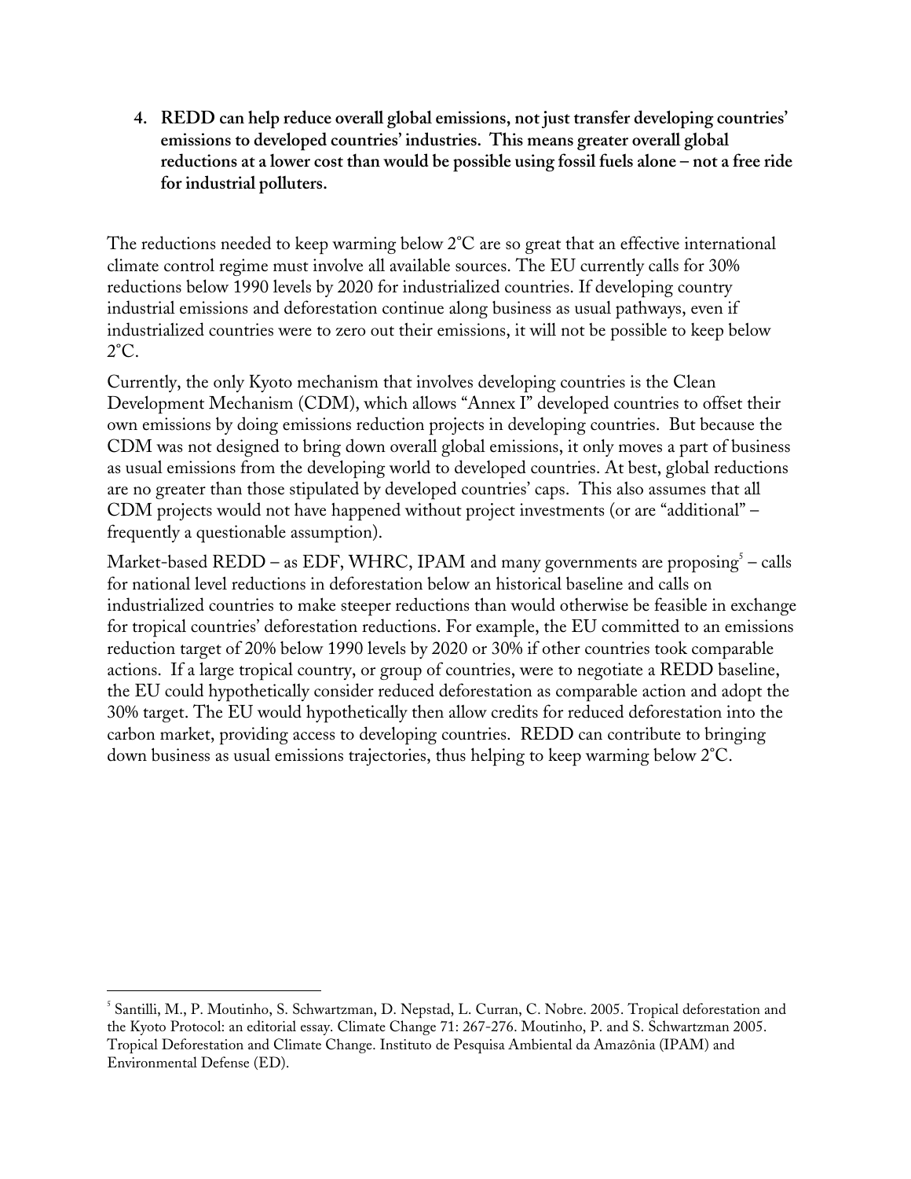**4. REDD can help reduce overall global emissions, not just transfer developing countries' emissions to developed countries' industries. This means greater overall global reductions at a lower cost than would be possible using fossil fuels alone – not a free ride for industrial polluters.**

The reductions needed to keep warming below 2°C are so great that an effective international climate control regime must involve all available sources. The EU currently calls for 30% reductions below 1990 levels by 2020 for industrialized countries. If developing country industrial emissions and deforestation continue along business as usual pathways, even if industrialized countries were to zero out their emissions, it will not be possible to keep below 2°C.

Currently, the only Kyoto mechanism that involves developing countries is the Clean Development Mechanism (CDM), which allows "Annex I" developed countries to offset their own emissions by doing emissions reduction projects in developing countries. But because the CDM was not designed to bring down overall global emissions, it only moves a part of business as usual emissions from the developing world to developed countries. At best, global reductions are no greater than those stipulated by developed countries' caps. This also assumes that all CDM projects would not have happened without project investments (or are "additional" – frequently a questionable assumption).

Market-based REDD – as EDF, WHRC, IPAM and many governments are proposing[5] – calls for national level reductions in deforestation below an historical baseline and calls on industrialized countries to make steeper reductions than would otherwise be feasible in exchange for tropical countries' deforestation reductions. For example, the EU committed to an emissions reduction target of 20% below 1990 levels by 2020 or 30% if other countries took comparable actions. If a large tropical country, or group of countries, were to negotiate a REDD baseline, the EU could hypothetically consider reduced deforestation as comparable action and adopt the 30% target. The EU would hypothetically then allow credits for reduced deforestation into the carbon market, providing access to developing countries. REDD can contribute to bringing down business as usual emissions trajectories, thus helping to keep warming below 2°C.

---

[5] Santilli, M., P. Moutinho, S. Schwartzman, D. Nepstad, L. Curran, C. Nobre. 2005. Tropical deforestation and the Kyoto Protocol: an editorial essay. Climate Change 71: 267-276. Moutinho, P. and S. Schwartzman 2005. Tropical Deforestation and Climate Change. Instituto de Pesquisa Ambiental da Amazônia (IPAM) and Environmental Defense (ED).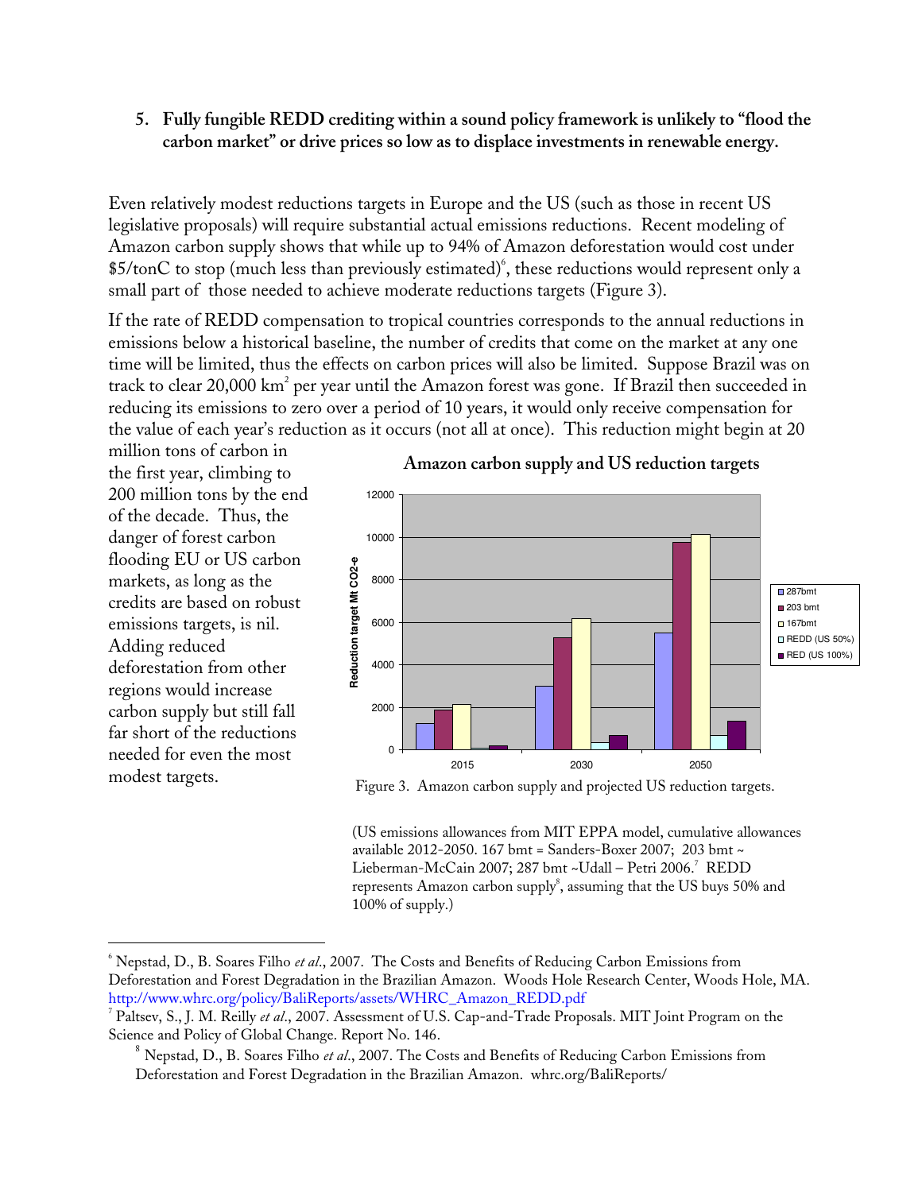## 5. Fully fungible REDD crediting within a sound policy framework is unlikely to "flood the carbon market" or drive prices so low as to displace investments in renewable energy.

Even relatively modest reductions targets in Europe and the US (such as those in recent US legislative proposals) will require substantial actual emissions reductions. Recent modeling of Amazon carbon supply shows that while up to 94% of Amazon deforestation would cost under \$5/tonC to stop (much less than previously estimated)[6], these reductions would represent only a small part of those needed to achieve moderate reductions targets (Figure 3).

If the rate of REDD compensation to tropical countries corresponds to the annual reductions in emissions below a historical baseline, the number of credits that come on the market at any one time will be limited, thus the effects on carbon prices will also be limited. Suppose Brazil was on track to clear 20,000 km$^2$ per year until the Amazon forest was gone. If Brazil then succeeded in reducing its emissions to zero over a period of 10 years, it would only receive compensation for the value of each year's reduction as it occurs (not all at once). This reduction might begin at 20 million tons of carbon in the first year, climbing to 200 million tons by the end of the decade. Thus, the danger of forest carbon flooding EU or US carbon markets, as long as the credits are based on robust emissions targets, is nil. Adding reduced deforestation from other regions would increase carbon supply but still fall far short of the reductions needed for even the most modest targets.

**Amazon carbon supply and US reduction targets**

Figure 3. Amazon carbon supply and projected US reduction targets.

(US emissions allowances from MIT EPPA model, cumulative allowances available 2012-2050. 167 bmt = Sanders-Boxer 2007; 203 bmt ~ Lieberman-McCain 2007; 287 bmt ~Udall – Petri 2006.[7] REDD represents Amazon carbon supply[8], assuming that the US buys 50% and 100% of supply.)

---

[6] Nepstad, D., B. Soares Filho *et al.*, 2007. The Costs and Benefits of Reducing Carbon Emissions from Deforestation and Forest Degradation in the Brazilian Amazon. Woods Hole Research Center, Woods Hole, MA. http://www.whrc.org/policy/BaliReports/assets/WHRC_Amazon_REDD.pdf

[7] Paltsev, S., J. M. Reilly *et al.*, 2007. Assessment of U.S. Cap-and-Trade Proposals. MIT Joint Program on the Science and Policy of Global Change. Report No. 146.

[8] Nepstad, D., B. Soares Filho *et al.*, 2007. The Costs and Benefits of Reducing Carbon Emissions from Deforestation and Forest Degradation in the Brazilian Amazon. whrc.org/BaliReports/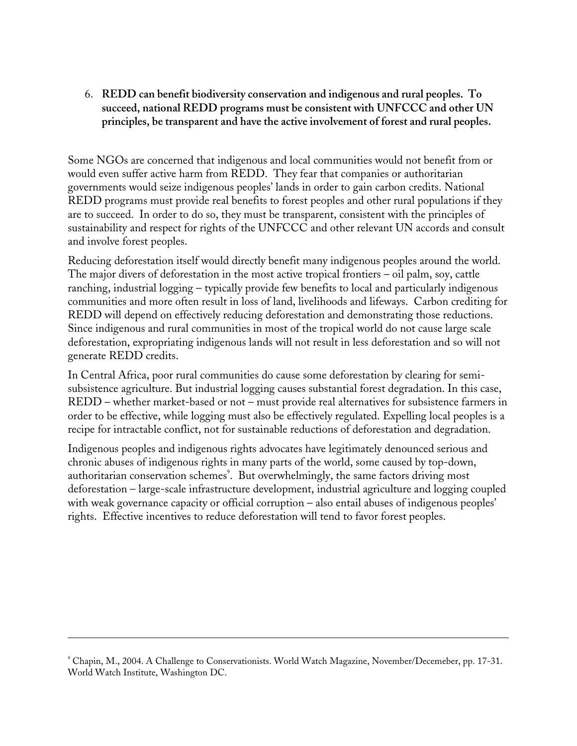6. **REDD can benefit biodiversity conservation and indigenous and rural peoples. To succeed, national REDD programs must be consistent with UNFCCC and other UN principles, be transparent and have the active involvement of forest and rural peoples.**

Some NGOs are concerned that indigenous and local communities would not benefit from or would even suffer active harm from REDD. They fear that companies or authoritarian governments would seize indigenous peoples' lands in order to gain carbon credits. National REDD programs must provide real benefits to forest peoples and other rural populations if they are to succeed. In order to do so, they must be transparent, consistent with the principles of sustainability and respect for rights of the UNFCCC and other relevant UN accords and consult and involve forest peoples.

Reducing deforestation itself would directly benefit many indigenous peoples around the world. The major divers of deforestation in the most active tropical frontiers – oil palm, soy, cattle ranching, industrial logging – typically provide few benefits to local and particularly indigenous communities and more often result in loss of land, livelihoods and lifeways. Carbon crediting for REDD will depend on effectively reducing deforestation and demonstrating those reductions. Since indigenous and rural communities in most of the tropical world do not cause large scale deforestation, expropriating indigenous lands will not result in less deforestation and so will not generate REDD credits.

In Central Africa, poor rural communities do cause some deforestation by clearing for semi-subsistence agriculture. But industrial logging causes substantial forest degradation. In this case, REDD – whether market-based or not – must provide real alternatives for subsistence farmers in order to be effective, while logging must also be effectively regulated. Expelling local peoples is a recipe for intractable conflict, not for sustainable reductions of deforestation and degradation.

Indigenous peoples and indigenous rights advocates have legitimately denounced serious and chronic abuses of indigenous rights in many parts of the world, some caused by top-down, authoritarian conservation schemes[9]. But overwhelmingly, the same factors driving most deforestation – large-scale infrastructure development, industrial agriculture and logging coupled with weak governance capacity or official corruption – also entail abuses of indigenous peoples' rights. Effective incentives to reduce deforestation will tend to favor forest peoples.

---

[9] Chapin, M., 2004. A Challenge to Conservationists. World Watch Magazine, November/Decemeber, pp. 17-31. World Watch Institute, Washington DC.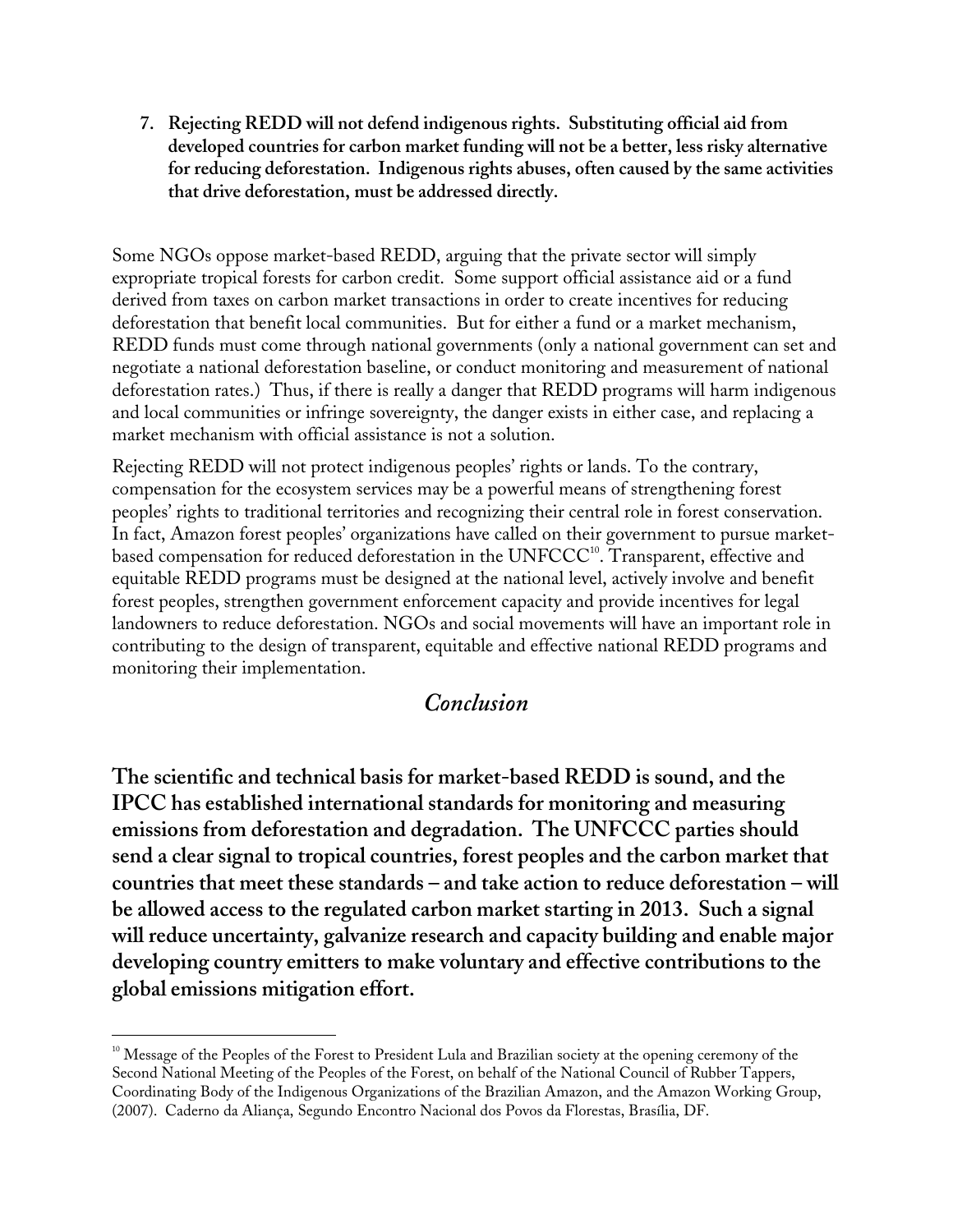7. **Rejecting REDD will not defend indigenous rights. Substituting official aid from developed countries for carbon market funding will not be a better, less risky alternative for reducing deforestation. Indigenous rights abuses, often caused by the same activities that drive deforestation, must be addressed directly.**

Some NGOs oppose market-based REDD, arguing that the private sector will simply expropriate tropical forests for carbon credit. Some support official assistance aid or a fund derived from taxes on carbon market transactions in order to create incentives for reducing deforestation that benefit local communities. But for either a fund or a market mechanism, REDD funds must come through national governments (only a national government can set and negotiate a national deforestation baseline, or conduct monitoring and measurement of national deforestation rates.) Thus, if there is really a danger that REDD programs will harm indigenous and local communities or infringe sovereignty, the danger exists in either case, and replacing a market mechanism with official assistance is not a solution.

Rejecting REDD will not protect indigenous peoples' rights or lands. To the contrary, compensation for the ecosystem services may be a powerful means of strengthening forest peoples' rights to traditional territories and recognizing their central role in forest conservation. In fact, Amazon forest peoples' organizations have called on their government to pursue market-based compensation for reduced deforestation in the UNFCCC[10]. Transparent, effective and equitable REDD programs must be designed at the national level, actively involve and benefit forest peoples, strengthen government enforcement capacity and provide incentives for legal landowners to reduce deforestation. NGOs and social movements will have an important role in contributing to the design of transparent, equitable and effective national REDD programs and monitoring their implementation.

## *Conclusion*

**The scientific and technical basis for market-based REDD is sound, and the IPCC has established international standards for monitoring and measuring emissions from deforestation and degradation. The UNFCCC parties should send a clear signal to tropical countries, forest peoples and the carbon market that countries that meet these standards – and take action to reduce deforestation – will be allowed access to the regulated carbon market starting in 2013. Such a signal will reduce uncertainty, galvanize research and capacity building and enable major developing country emitters to make voluntary and effective contributions to the global emissions mitigation effort.**

---

[10] Message of the Peoples of the Forest to President Lula and Brazilian society at the opening ceremony of the Second National Meeting of the Peoples of the Forest, on behalf of the National Council of Rubber Tappers, Coordinating Body of the Indigenous Organizations of the Brazilian Amazon, and the Amazon Working Group, (2007). Caderno da Aliança, Segundo Encontro Nacional dos Povos da Florestas, Brasília, DF.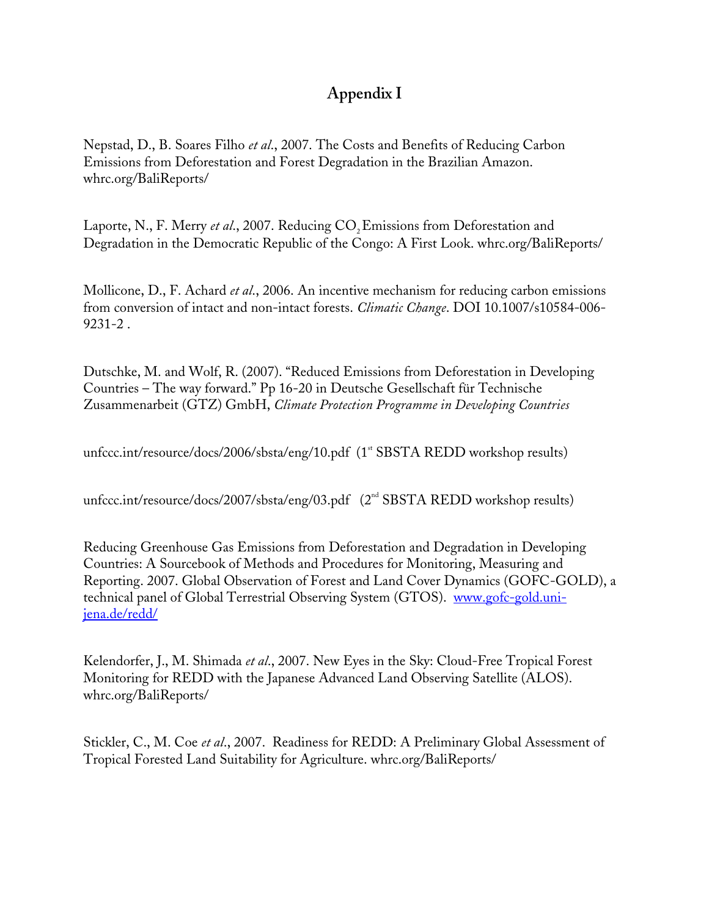# Appendix I

Nepstad, D., B. Soares Filho *et al*., 2007. The Costs and Benefits of Reducing Carbon Emissions from Deforestation and Forest Degradation in the Brazilian Amazon. whrc.org/BaliReports/

Laporte, N., F. Merry *et al*., 2007. Reducing $CO_2$ Emissions from Deforestation and Degradation in the Democratic Republic of the Congo: A First Look. whrc.org/BaliReports/

Mollicone, D., F. Achard *et al*., 2006. An incentive mechanism for reducing carbon emissions from conversion of intact and non-intact forests. *Climatic Change*. DOI 10.1007/s10584-006-9231-2 .

Dutschke, M. and Wolf, R. (2007). "Reduced Emissions from Deforestation in Developing Countries – The way forward." Pp 16-20 in Deutsche Gesellschaft für Technische Zusammenarbeit (GTZ) GmbH, *Climate Protection Programme in Developing Countries*

unfccc.int/resource/docs/2006/sbsta/eng/10.pdf (1st SBSTA REDD workshop results)

unfccc.int/resource/docs/2007/sbsta/eng/03.pdf (2nd SBSTA REDD workshop results)

Reducing Greenhouse Gas Emissions from Deforestation and Degradation in Developing Countries: A Sourcebook of Methods and Procedures for Monitoring, Measuring and Reporting. 2007. Global Observation of Forest and Land Cover Dynamics (GOFC-GOLD), a technical panel of Global Terrestrial Observing System (GTOS). [www.gofc-gold.uni-jena.de/redd/](www.gofc-gold.uni-jena.de/redd/)

Kelendorfer, J., M. Shimada *et al*., 2007. New Eyes in the Sky: Cloud-Free Tropical Forest Monitoring for REDD with the Japanese Advanced Land Observing Satellite (ALOS). whrc.org/BaliReports/

Stickler, C., M. Coe *et al*., 2007. Readiness for REDD: A Preliminary Global Assessment of Tropical Forested Land Suitability for Agriculture. whrc.org/BaliReports/